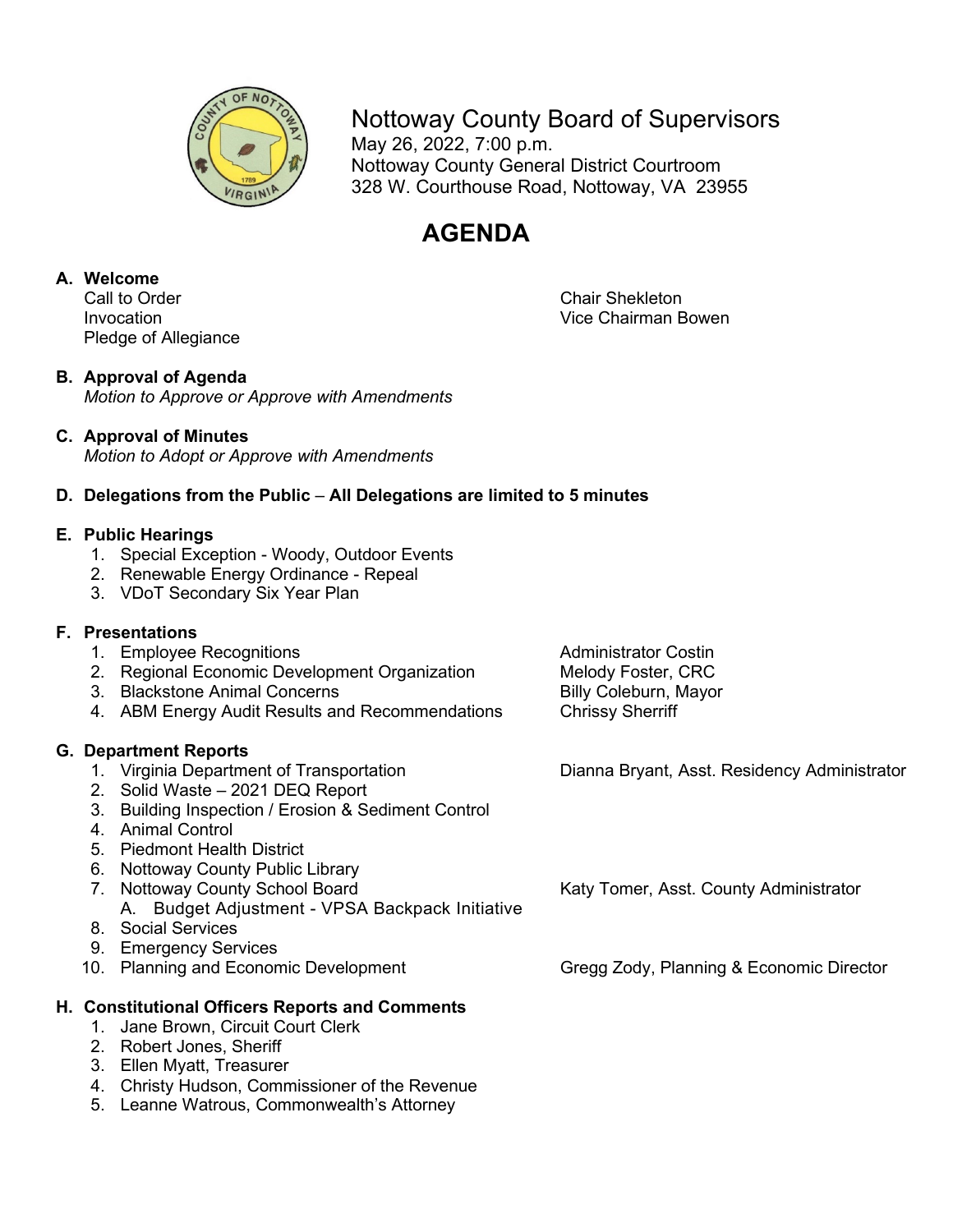# Nottoway County Board of Supervisors

May 26, 2022, 7:00 p.m.
Nottoway County General District Courtroom
328 W. Courthouse Road, Nottoway, VA 23955

## AGENDA

**A. Welcome**

Call to Order — Chair Shekleton
Invocation — Vice Chairman Bowen
Pledge of Allegiance

**B. Approval of Agenda**

*Motion to Approve or Approve with Amendments*

**C. Approval of Minutes**

*Motion to Adopt or Approve with Amendments*

**D. Delegations from the Public – All Delegations are limited to 5 minutes**

**E. Public Hearings**

1. Special Exception - Woody, Outdoor Events
2. Renewable Energy Ordinance - Repeal
3. VDoT Secondary Six Year Plan

**F. Presentations**

1. Employee Recognitions — Administrator Costin
2. Regional Economic Development Organization — Melody Foster, CRC
3. Blackstone Animal Concerns — Billy Coleburn, Mayor
4. ABM Energy Audit Results and Recommendations — Chrissy Sherriff

**G. Department Reports**

1. Virginia Department of Transportation — Dianna Bryant, Asst. Residency Administrator
2. Solid Waste – 2021 DEQ Report
3. Building Inspection / Erosion & Sediment Control
4. Animal Control
5. Piedmont Health District
6. Nottoway County Public Library
7. Nottoway County School Board — Katy Tomer, Asst. County Administrator
   A. Budget Adjustment - VPSA Backpack Initiative
8. Social Services
9. Emergency Services
10. Planning and Economic Development — Gregg Zody, Planning & Economic Director

**H. Constitutional Officers Reports and Comments**

1. Jane Brown, Circuit Court Clerk
2. Robert Jones, Sheriff
3. Ellen Myatt, Treasurer
4. Christy Hudson, Commissioner of the Revenue
5. Leanne Watrous, Commonwealth's Attorney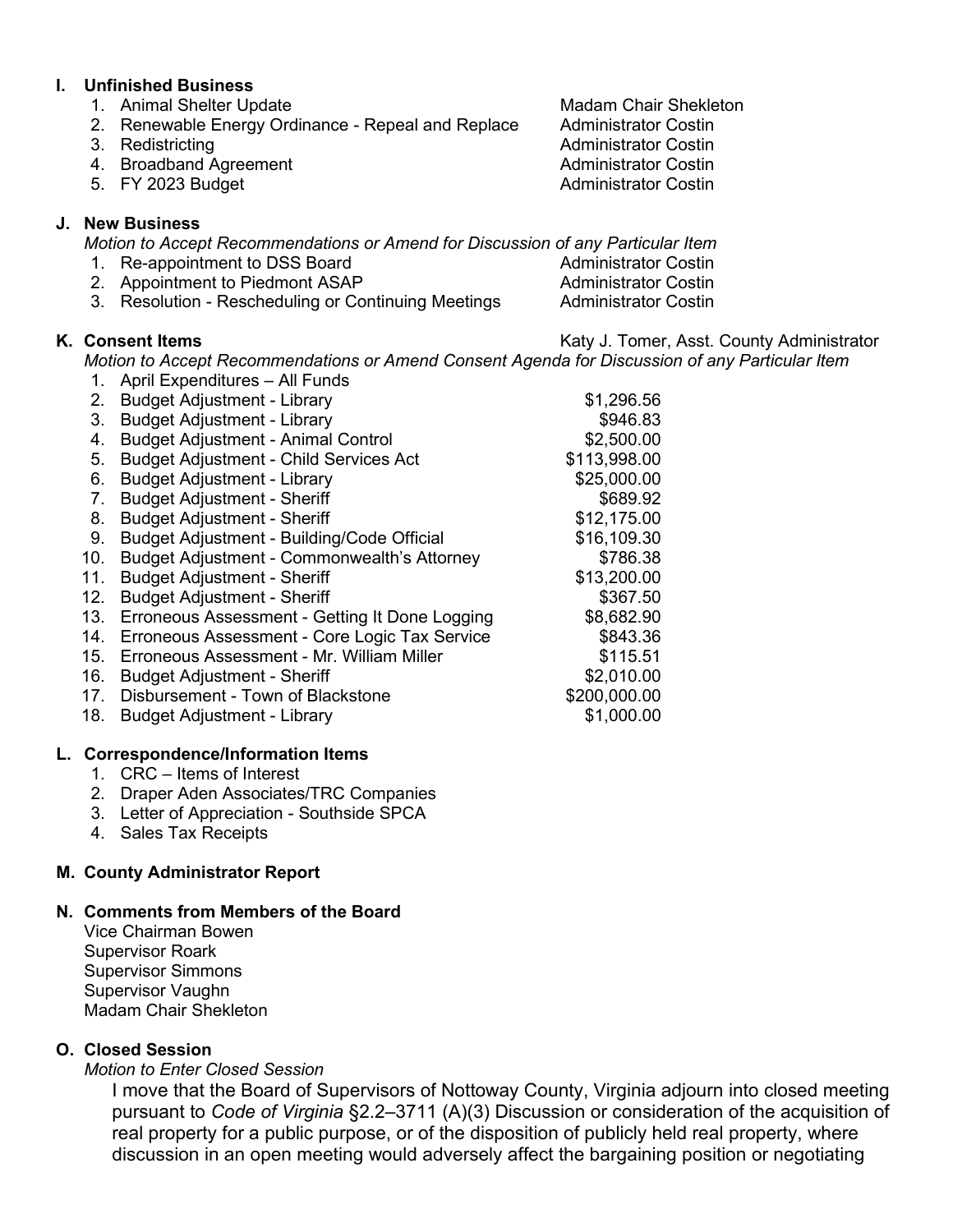## I. Unfinished Business

| | Item | Presenter |
|---|---|---|
| 1. | Animal Shelter Update | Madam Chair Shekleton |
| 2. | Renewable Energy Ordinance - Repeal and Replace | Administrator Costin |
| 3. | Redistricting | Administrator Costin |
| 4. | Broadband Agreement | Administrator Costin |
| 5. | FY 2023 Budget | Administrator Costin |

## J. New Business

*Motion to Accept Recommendations or Amend for Discussion of any Particular Item*

| | Item | Presenter |
|---|---|---|
| 1. | Re-appointment to DSS Board | Administrator Costin |
| 2. | Appointment to Piedmont ASAP | Administrator Costin |
| 3. | Resolution - Rescheduling or Continuing Meetings | Administrator Costin |

## K. Consent Items — Katy J. Tomer, Asst. County Administrator

*Motion to Accept Recommendations or Amend Consent Agenda for Discussion of any Particular Item*

| | Item | Amount |
|---|---|---|
| 1. | April Expenditures – All Funds | |
| 2. | Budget Adjustment - Library | $1,296.56 |
| 3. | Budget Adjustment - Library | $946.83 |
| 4. | Budget Adjustment - Animal Control | $2,500.00 |
| 5. | Budget Adjustment - Child Services Act | $113,998.00 |
| 6. | Budget Adjustment - Library | $25,000.00 |
| 7. | Budget Adjustment - Sheriff | $689.92 |
| 8. | Budget Adjustment - Sheriff | $12,175.00 |
| 9. | Budget Adjustment - Building/Code Official | $16,109.30 |
| 10. | Budget Adjustment - Commonwealth's Attorney | $786.38 |
| 11. | Budget Adjustment - Sheriff | $13,200.00 |
| 12. | Budget Adjustment - Sheriff | $367.50 |
| 13. | Erroneous Assessment - Getting It Done Logging | $8,682.90 |
| 14. | Erroneous Assessment - Core Logic Tax Service | $843.36 |
| 15. | Erroneous Assessment - Mr. William Miller | $115.51 |
| 16. | Budget Adjustment - Sheriff | $2,010.00 |
| 17. | Disbursement - Town of Blackstone | $200,000.00 |
| 18. | Budget Adjustment - Library | $1,000.00 |

## L. Correspondence/Information Items

1. CRC – Items of Interest
2. Draper Aden Associates/TRC Companies
3. Letter of Appreciation - Southside SPCA
4. Sales Tax Receipts

## M. County Administrator Report

## N. Comments from Members of the Board

Vice Chairman Bowen
Supervisor Roark
Supervisor Simmons
Supervisor Vaughn
Madam Chair Shekleton

## O. Closed Session

*Motion to Enter Closed Session*

I move that the Board of Supervisors of Nottoway County, Virginia adjourn into closed meeting pursuant to *Code of Virginia* §2.2–3711 (A)(3) Discussion or consideration of the acquisition of real property for a public purpose, or of the disposition of publicly held real property, where discussion in an open meeting would adversely affect the bargaining position or negotiating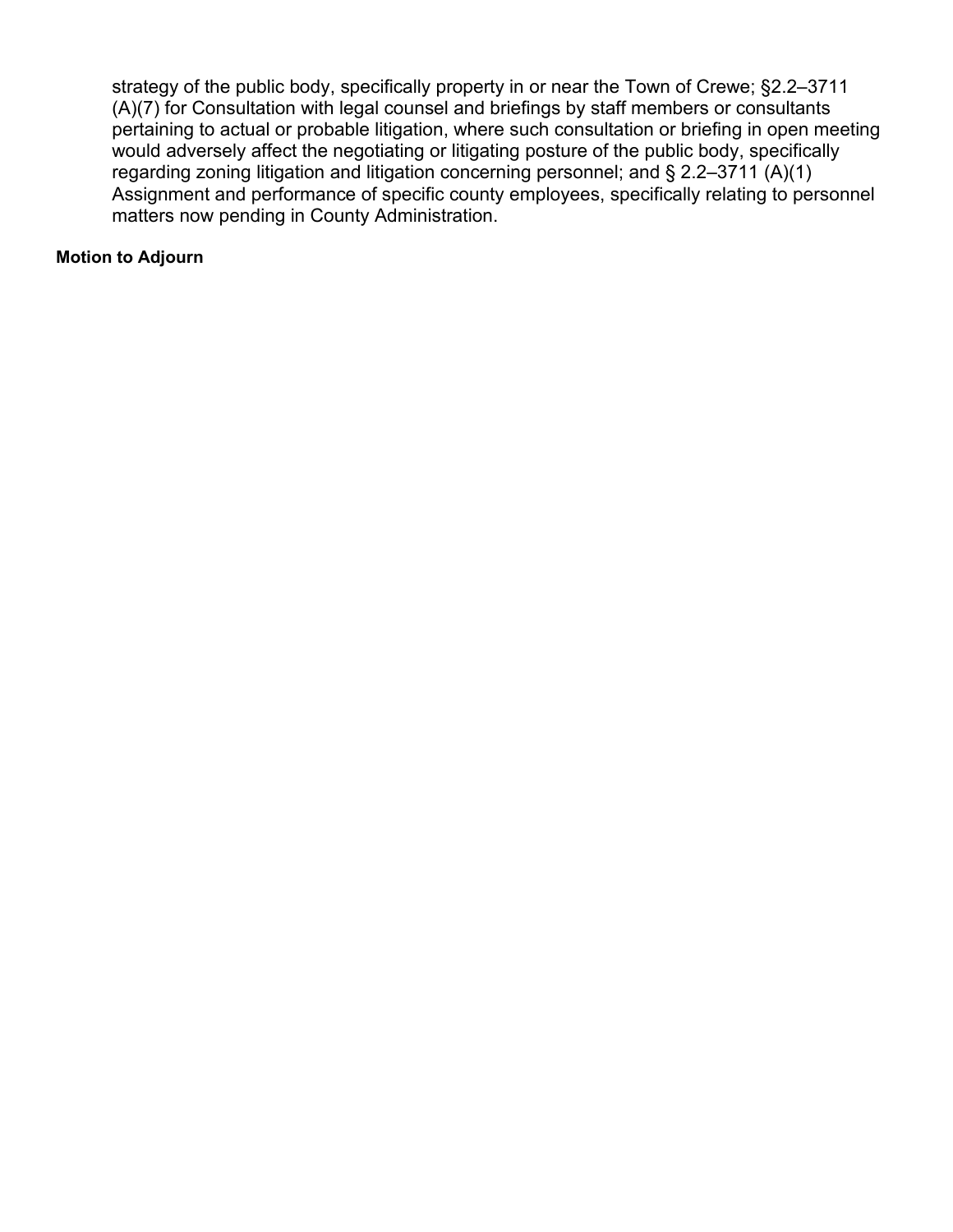strategy of the public body, specifically property in or near the Town of Crewe; §2.2–3711 (A)(7) for Consultation with legal counsel and briefings by staff members or consultants pertaining to actual or probable litigation, where such consultation or briefing in open meeting would adversely affect the negotiating or litigating posture of the public body, specifically regarding zoning litigation and litigation concerning personnel; and § 2.2–3711 (A)(1) Assignment and performance of specific county employees, specifically relating to personnel matters now pending in County Administration.

**Motion to Adjourn**